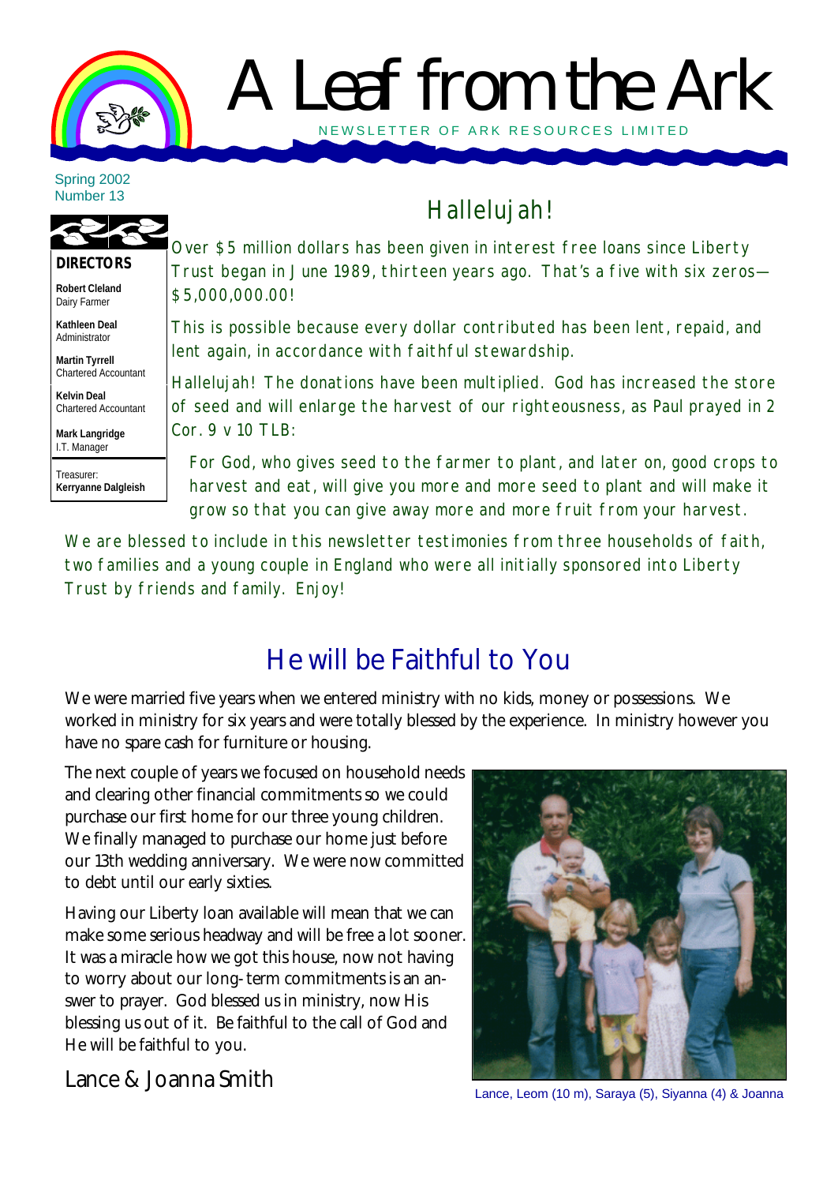# A Leaf from the Ark

NEWSLETTER OF ARK RESOURCES LIMITED

Spring 2002
Number 13

**DIRECTORS**

**Robert Cleland**
Dairy Farmer

**Kathleen Deal**
Administrator

**Martin Tyrrell**
Chartered Accountant

**Kelvin Deal**
Chartered Accountant

**Mark Langridge**
I.T. Manager

Treasurer:
**Kerryanne Dalgleish**

## Hallelujah!

Over $5 million dollars has been given in interest free loans since Liberty Trust began in June 1989, thirteen years ago. That's a five with six zeros—$5,000,000.00!

This is possible because every dollar contributed has been lent, repaid, and lent again, in accordance with faithful stewardship.

Hallelujah! The donations have been multiplied. God has increased the store of seed and will enlarge the harvest of our righteousness, as Paul prayed in 2 Cor. 9 v 10 TLB:

> For God, who gives seed to the farmer to plant, and later on, good crops to harvest and eat, will give you more and more seed to plant and will make it grow so that you can give away more and more fruit from your harvest.

We are blessed to include in this newsletter testimonies from three households of faith, two families and a young couple in England who were all initially sponsored into Liberty Trust by friends and family. Enjoy!

## He will be Faithful to You

We were married five years when we entered ministry with no kids, money or possessions. We worked in ministry for six years and were totally blessed by the experience. In ministry however you have no spare cash for furniture or housing.

The next couple of years we focused on household needs and clearing other financial commitments so we could purchase our first home for our three young children. We finally managed to purchase our home just before our 13th wedding anniversary. We were now committed to debt until our early sixties.

Having our Liberty loan available will mean that we can make some serious headway and will be free a lot sooner. It was a miracle how we got this house, now not having to worry about our long-term commitments is an answer to prayer. God blessed us in ministry, now His blessing us out of it. Be faithful to the call of God and He will be faithful to you.

Lance & Joanna Smith

Lance, Leom (10 m), Saraya (5), Siyanna (4) & Joanna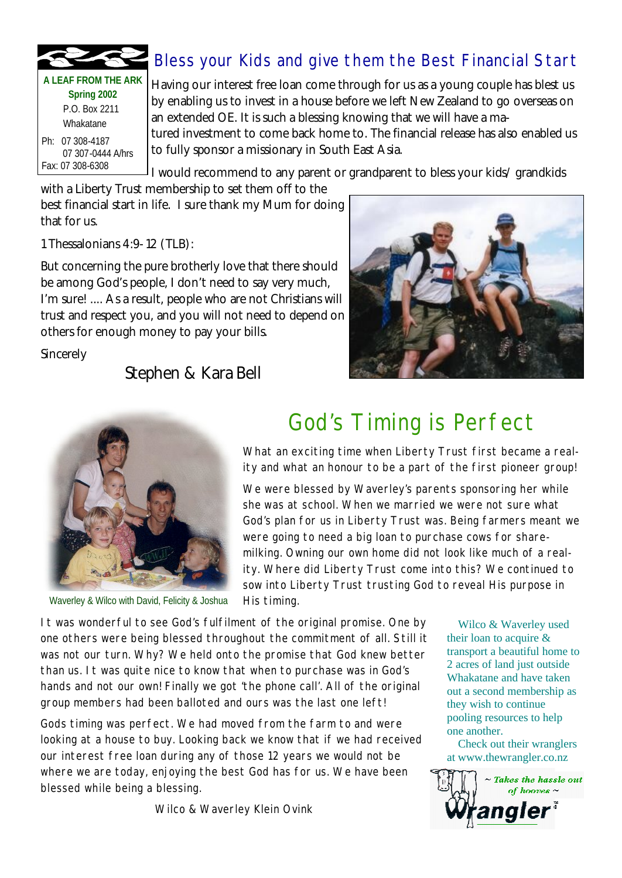A LEAF FROM THE ARK
Spring 2002
P.O. Box 2211
Whakatane
Ph: 07 308-4187
07 307-0444 A/hrs
Fax: 07 308-6308

## Bless your Kids and give them the Best Financial Start

Having our interest free loan come through for us as a young couple has blest us by enabling us to invest in a house before we left New Zealand to go overseas on an extended OE. It is such a blessing knowing that we will have a matured investment to come back home to. The financial release has also enabled us to fully sponsor a missionary in South East Asia.

I would recommend to any parent or grandparent to bless your kids/ grandkids with a Liberty Trust membership to set them off to the best financial start in life. I sure thank my Mum for doing that for us.

1 Thessalonians 4:9-12 (TLB):

But concerning the pure brotherly love that there should be among God's people, I don't need to say very much, I'm sure! .... As a result, people who are not Christians will trust and respect you, and you will not need to depend on others for enough money to pay your bills.

Sincerely

Stephen & Kara Bell

## God's Timing is Perfect

Waverley & Wilco with David, Felicity & Joshua

What an exciting time when Liberty Trust first became a reality and what an honour to be a part of the first pioneer group!

We were blessed by Waverley's parents sponsoring her while she was at school. When we married we were not sure what God's plan for us in Liberty Trust was. Being farmers meant we were going to need a big loan to purchase cows for share-milking. Owning our own home did not look like much of a reality. Where did Liberty Trust come into this? We continued to sow into Liberty Trust trusting God to reveal His purpose in His timing.

It was wonderful to see God's fulfilment of the original promise. One by one others were being blessed throughout the commitment of all. Still it was not our turn. Why? We held onto the promise that God knew better than us. It was quite nice to know that when to purchase was in God's hands and not our own! Finally we got 'the phone call'. All of the original group members had been balloted and ours was the last one left!

Gods timing was perfect. We had moved from the farm to and were looking at a house to buy. Looking back we know that if we had received our interest free loan during any of those 12 years we would not be where we are today, enjoying the best God has for us. We have been blessed while being a blessing.

Wilco & Waverley Klein Ovink

Wilco & Waverley used their loan to acquire & transport a beautiful home to 2 acres of land just outside Whakatane and have taken out a second membership as they wish to continue pooling resources to help one another.

Check out their wranglers at www.thewrangler.co.nz

~ Takes the hassle out of hooves ~
Wrangler